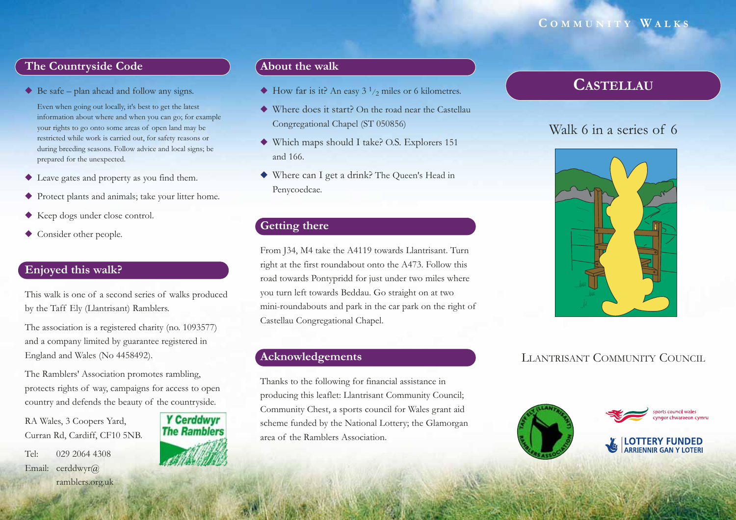# The Countryside Code

- Be safe – plan ahead and follow any signs.

  Even when going out locally, it's best to get the latest information about where and when you can go; for example your rights to go onto some areas of open land may be restricted while work is carried out, for safety reasons or during breeding seasons. Follow advice and local signs; be prepared for the unexpected.

- Leave gates and property as you find them.
- Protect plants and animals; take your litter home.
- Keep dogs under close control.
- Consider other people.

# Enjoyed this walk?

This walk is one of a second series of walks produced by the Taff Ely (Llantrisant) Ramblers.

The association is a registered charity (no. 1093577) and a company limited by guarantee registered in England and Wales (No 4458492).

The Ramblers' Association promotes rambling, protects rights of way, campaigns for access to open country and defends the beauty of the countryside.

RA Wales, 3 Coopers Yard,
Curran Rd, Cardiff, CF10 5NB.

Tel: 029 2064 4308
Email: cerddwyr@ramblers.org.uk

Y Cerddwyr
The Ramblers

# About the walk

- How far is it? An easy 3 ½ miles or 6 kilometres.
- Where does it start? On the road near the Castellau Congregational Chapel (ST 050856)
- Which maps should I take? O.S. Explorers 151 and 166.
- Where can I get a drink? The Queen's Head in Penycoedcae.

# Getting there

From J34, M4 take the A4119 towards Llantrisant. Turn right at the first roundabout onto the A473. Follow this road towards Pontypridd for just under two miles where you turn left towards Beddau. Go straight on at two mini-roundabouts and park in the car park on the right of Castellau Congregational Chapel.

# Acknowledgements

Thanks to the following for financial assistance in producing this leaflet: Llantrisant Community Council; Community Chest, a sports council for Wales grant aid scheme funded by the National Lottery; the Glamorgan area of the Ramblers Association.

COMMUNITY WALKS

# CASTELLAU

Walk 6 in a series of 6

LLANTRISANT COMMUNITY COUNCIL

Taff Ely (Llantrisant) Ramblers Association

sports council wales
cyngor chwaraeon cymru

LOTTERY FUNDED
ARRIENNIR GAN Y LOTERI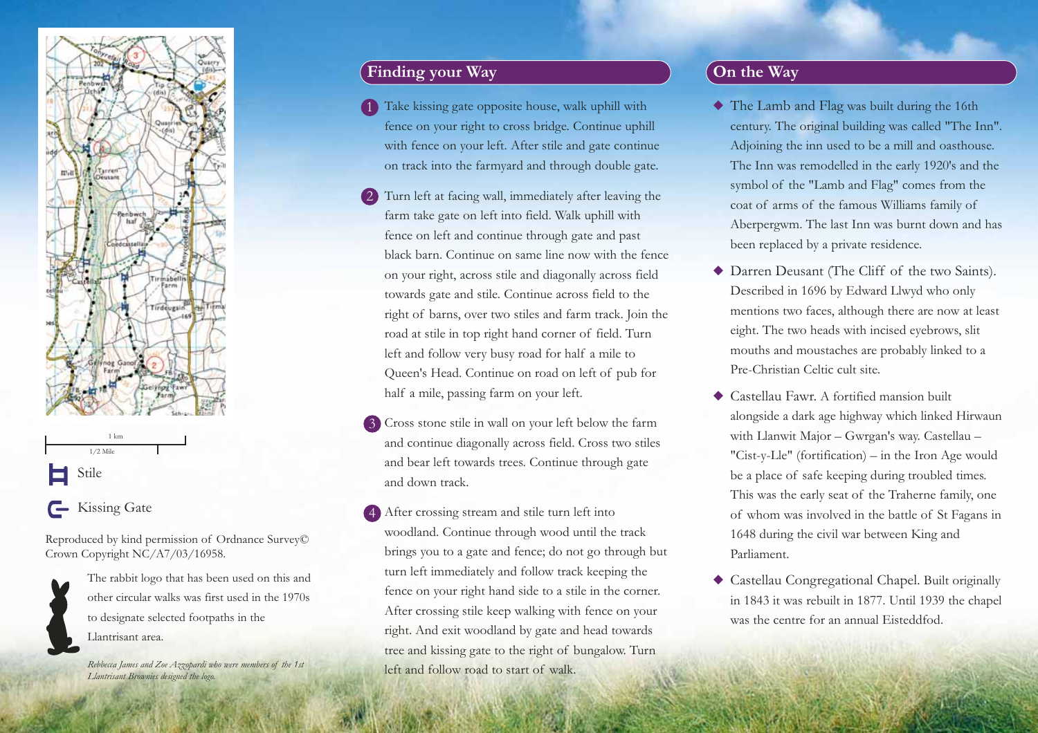1 km

1/2 Mile

Stile

Kissing Gate

Reproduced by kind permission of Ordnance Survey© Crown Copyright NC/A7/03/16958.

The rabbit logo that has been used on this and other circular walks was first used in the 1970s to designate selected footpaths in the Llantrisant area.

*Rebbecca James and Zoe Azzopardi who were members of the 1st Llantrisant Brownies designed the logo.*

## Finding your Way

1. Take kissing gate opposite house, walk uphill with fence on your right to cross bridge. Continue uphill with fence on your left. After stile and gate continue on track into the farmyard and through double gate.

2. Turn left at facing wall, immediately after leaving the farm take gate on left into field. Walk uphill with fence on left and continue through gate and past black barn. Continue on same line now with the fence on your right, across stile and diagonally across field towards gate and stile. Continue across field to the right of barns, over two stiles and farm track. Join the road at stile in top right hand corner of field. Turn left and follow very busy road for half a mile to Queen's Head. Continue on road on left of pub for half a mile, passing farm on your left.

3. Cross stone stile in wall on your left below the farm and continue diagonally across field. Cross two stiles and bear left towards trees. Continue through gate and down track.

4. After crossing stream and stile turn left into woodland. Continue through wood until the track brings you to a gate and fence; do not go through but turn left immediately and follow track keeping the fence on your right hand side to a stile in the corner. After crossing stile keep walking with fence on your right. And exit woodland by gate and head towards tree and kissing gate to the right of bungalow. Turn left and follow road to start of walk.

## On the Way

- The Lamb and Flag was built during the 16th century. The original building was called "The Inn". Adjoining the inn used to be a mill and oasthouse. The Inn was remodelled in the early 1920's and the symbol of the "Lamb and Flag" comes from the coat of arms of the famous Williams family of Aberpergwm. The last Inn was burnt down and has been replaced by a private residence.
- Darren Deusant (The Cliff of the two Saints). Described in 1696 by Edward Llwyd who only mentions two faces, although there are now at least eight. The two heads with incised eyebrows, slit mouths and moustaches are probably linked to a Pre-Christian Celtic cult site.
- Castellau Fawr. A fortified mansion built alongside a dark age highway which linked Hirwaun with Llanwit Major – Gwrgan's way. Castellau – "Cist-y-Lle" (fortification) – in the Iron Age would be a place of safe keeping during troubled times. This was the early seat of the Traherne family, one of whom was involved in the battle of St Fagans in 1648 during the civil war between King and Parliament.
- Castellau Congregational Chapel. Built originally in 1843 it was rebuilt in 1877. Until 1939 the chapel was the centre for an annual Eisteddfod.